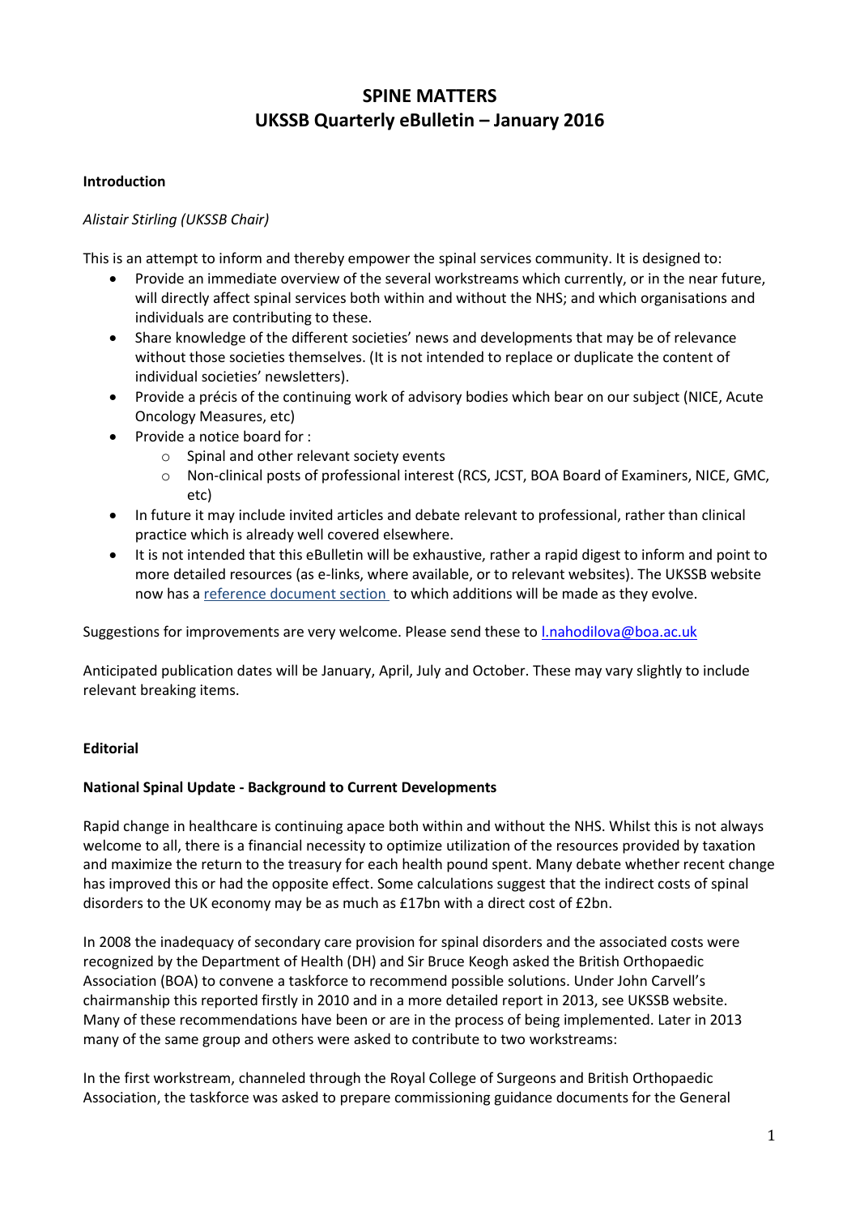# SPINE MATTERS
# UKSSB Quarterly eBulletin – January 2016

**Introduction**

*Alistair Stirling (UKSSB Chair)*

This is an attempt to inform and thereby empower the spinal services community. It is designed to:

- Provide an immediate overview of the several workstreams which currently, or in the near future, will directly affect spinal services both within and without the NHS; and which organisations and individuals are contributing to these.
- Share knowledge of the different societies' news and developments that may be of relevance without those societies themselves. (It is not intended to replace or duplicate the content of individual societies' newsletters).
- Provide a précis of the continuing work of advisory bodies which bear on our subject (NICE, Acute Oncology Measures, etc)
- Provide a notice board for :
    - Spinal and other relevant society events
    - Non-clinical posts of professional interest (RCS, JCST, BOA Board of Examiners, NICE, GMC, etc)
- In future it may include invited articles and debate relevant to professional, rather than clinical practice which is already well covered elsewhere.
- It is not intended that this eBulletin will be exhaustive, rather a rapid digest to inform and point to more detailed resources (as e-links, where available, or to relevant websites). The UKSSB website now has a reference document section to which additions will be made as they evolve.

Suggestions for improvements are very welcome. Please send these to l.nahodilova@boa.ac.uk

Anticipated publication dates will be January, April, July and October. These may vary slightly to include relevant breaking items.

**Editorial**

**National Spinal Update - Background to Current Developments**

Rapid change in healthcare is continuing apace both within and without the NHS. Whilst this is not always welcome to all, there is a financial necessity to optimize utilization of the resources provided by taxation and maximize the return to the treasury for each health pound spent. Many debate whether recent change has improved this or had the opposite effect. Some calculations suggest that the indirect costs of spinal disorders to the UK economy may be as much as £17bn with a direct cost of £2bn.

In 2008 the inadequacy of secondary care provision for spinal disorders and the associated costs were recognized by the Department of Health (DH) and Sir Bruce Keogh asked the British Orthopaedic Association (BOA) to convene a taskforce to recommend possible solutions. Under John Carvell's chairmanship this reported firstly in 2010 and in a more detailed report in 2013, see UKSSB website. Many of these recommendations have been or are in the process of being implemented. Later in 2013 many of the same group and others were asked to contribute to two workstreams:

In the first workstream, channeled through the Royal College of Surgeons and British Orthopaedic Association, the taskforce was asked to prepare commissioning guidance documents for the General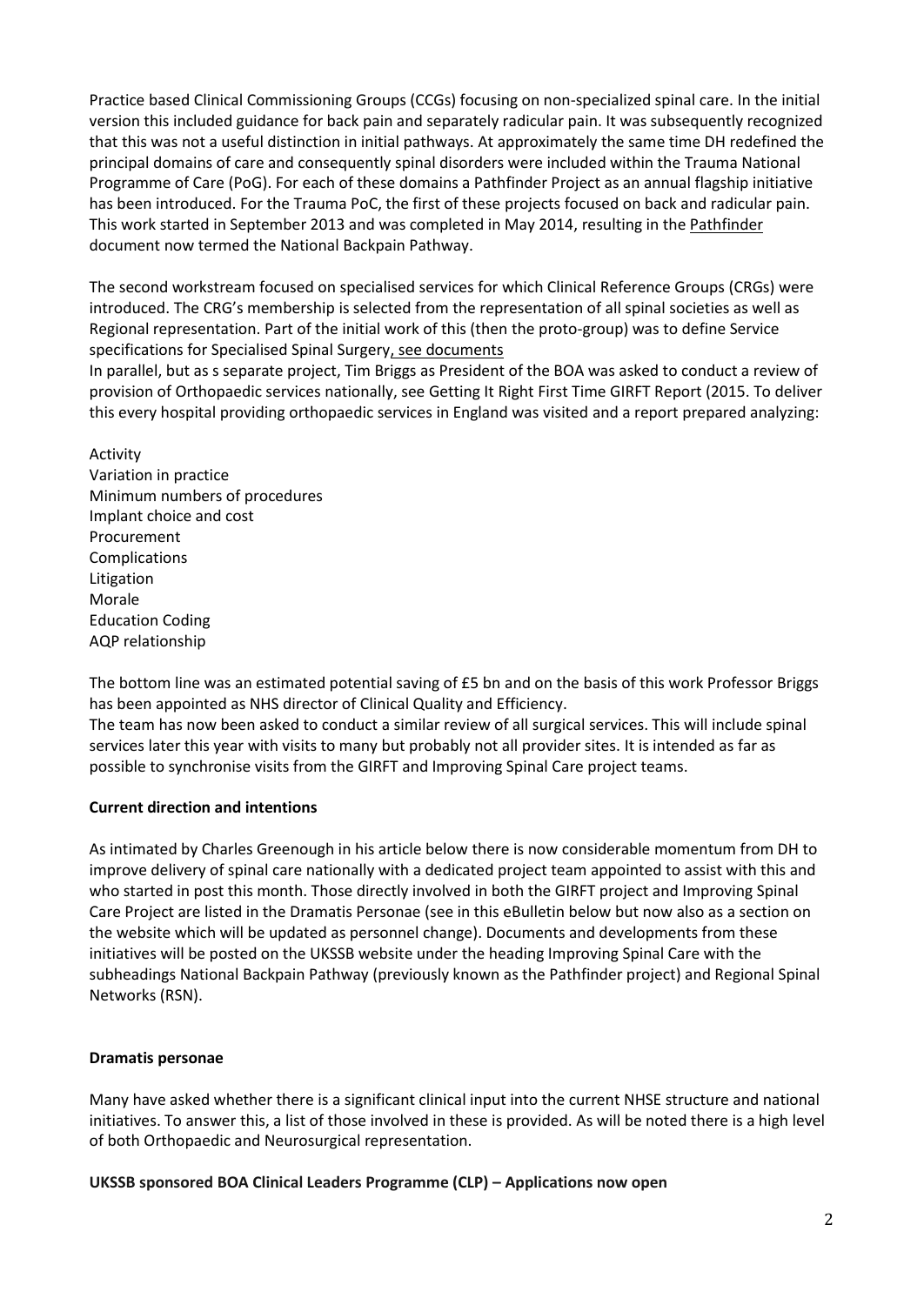Practice based Clinical Commissioning Groups (CCGs) focusing on non-specialized spinal care. In the initial version this included guidance for back pain and separately radicular pain. It was subsequently recognized that this was not a useful distinction in initial pathways. At approximately the same time DH redefined the principal domains of care and consequently spinal disorders were included within the Trauma National Programme of Care (PoG). For each of these domains a Pathfinder Project as an annual flagship initiative has been introduced. For the Trauma PoC, the first of these projects focused on back and radicular pain. This work started in September 2013 and was completed in May 2014, resulting in the Pathfinder document now termed the National Backpain Pathway.

The second workstream focused on specialised services for which Clinical Reference Groups (CRGs) were introduced. The CRG's membership is selected from the representation of all spinal societies as well as Regional representation. Part of the initial work of this (then the proto-group) was to define Service specifications for Specialised Spinal Surgery, see documents

In parallel, but as s separate project, Tim Briggs as President of the BOA was asked to conduct a review of provision of Orthopaedic services nationally, see Getting It Right First Time GIRFT Report (2015. To deliver this every hospital providing orthopaedic services in England was visited and a report prepared analyzing:

Activity
Variation in practice
Minimum numbers of procedures
Implant choice and cost
Procurement
Complications
Litigation
Morale
Education Coding
AQP relationship

The bottom line was an estimated potential saving of £5 bn and on the basis of this work Professor Briggs has been appointed as NHS director of Clinical Quality and Efficiency.

The team has now been asked to conduct a similar review of all surgical services. This will include spinal services later this year with visits to many but probably not all provider sites. It is intended as far as possible to synchronise visits from the GIRFT and Improving Spinal Care project teams.

**Current direction and intentions**

As intimated by Charles Greenough in his article below there is now considerable momentum from DH to improve delivery of spinal care nationally with a dedicated project team appointed to assist with this and who started in post this month. Those directly involved in both the GIRFT project and Improving Spinal Care Project are listed in the Dramatis Personae (see in this eBulletin below but now also as a section on the website which will be updated as personnel change). Documents and developments from these initiatives will be posted on the UKSSB website under the heading Improving Spinal Care with the subheadings National Backpain Pathway (previously known as the Pathfinder project) and Regional Spinal Networks (RSN).

**Dramatis personae**

Many have asked whether there is a significant clinical input into the current NHSE structure and national initiatives. To answer this, a list of those involved in these is provided. As will be noted there is a high level of both Orthopaedic and Neurosurgical representation.

**UKSSB sponsored BOA Clinical Leaders Programme (CLP) – Applications now open**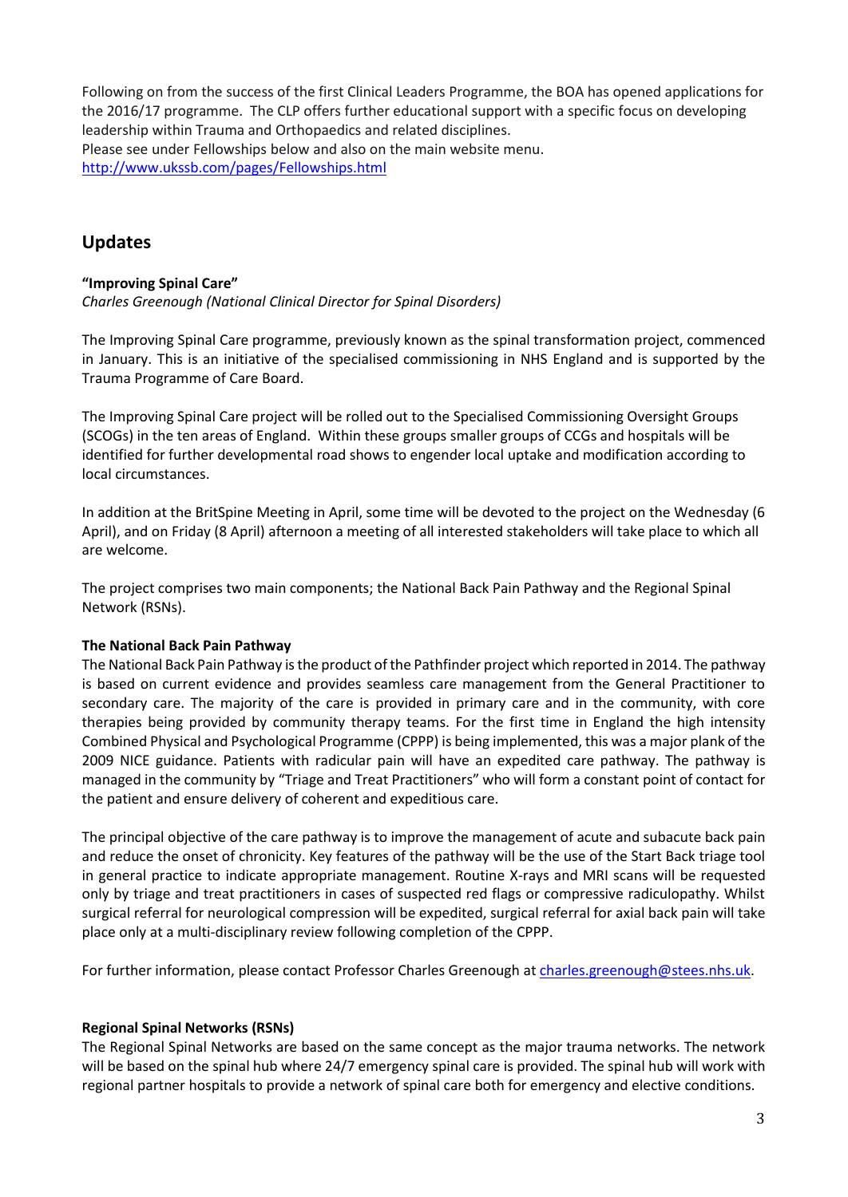Following on from the success of the first Clinical Leaders Programme, the BOA has opened applications for the 2016/17 programme. The CLP offers further educational support with a specific focus on developing leadership within Trauma and Orthopaedics and related disciplines.
Please see under Fellowships below and also on the main website menu.
http://www.ukssb.com/pages/Fellowships.html

## Updates

**"Improving Spinal Care"**
*Charles Greenough (National Clinical Director for Spinal Disorders)*

The Improving Spinal Care programme, previously known as the spinal transformation project, commenced in January. This is an initiative of the specialised commissioning in NHS England and is supported by the Trauma Programme of Care Board.

The Improving Spinal Care project will be rolled out to the Specialised Commissioning Oversight Groups (SCOGs) in the ten areas of England. Within these groups smaller groups of CCGs and hospitals will be identified for further developmental road shows to engender local uptake and modification according to local circumstances.

In addition at the BritSpine Meeting in April, some time will be devoted to the project on the Wednesday (6 April), and on Friday (8 April) afternoon a meeting of all interested stakeholders will take place to which all are welcome.

The project comprises two main components; the National Back Pain Pathway and the Regional Spinal Network (RSNs).

**The National Back Pain Pathway**
The National Back Pain Pathway is the product of the Pathfinder project which reported in 2014. The pathway is based on current evidence and provides seamless care management from the General Practitioner to secondary care. The majority of the care is provided in primary care and in the community, with core therapies being provided by community therapy teams. For the first time in England the high intensity Combined Physical and Psychological Programme (CPPP) is being implemented, this was a major plank of the 2009 NICE guidance. Patients with radicular pain will have an expedited care pathway. The pathway is managed in the community by "Triage and Treat Practitioners" who will form a constant point of contact for the patient and ensure delivery of coherent and expeditious care.

The principal objective of the care pathway is to improve the management of acute and subacute back pain and reduce the onset of chronicity. Key features of the pathway will be the use of the Start Back triage tool in general practice to indicate appropriate management. Routine X-rays and MRI scans will be requested only by triage and treat practitioners in cases of suspected red flags or compressive radiculopathy. Whilst surgical referral for neurological compression will be expedited, surgical referral for axial back pain will take place only at a multi-disciplinary review following completion of the CPPP.

For further information, please contact Professor Charles Greenough at charles.greenough@stees.nhs.uk.

**Regional Spinal Networks (RSNs)**
The Regional Spinal Networks are based on the same concept as the major trauma networks. The network will be based on the spinal hub where 24/7 emergency spinal care is provided. The spinal hub will work with regional partner hospitals to provide a network of spinal care both for emergency and elective conditions.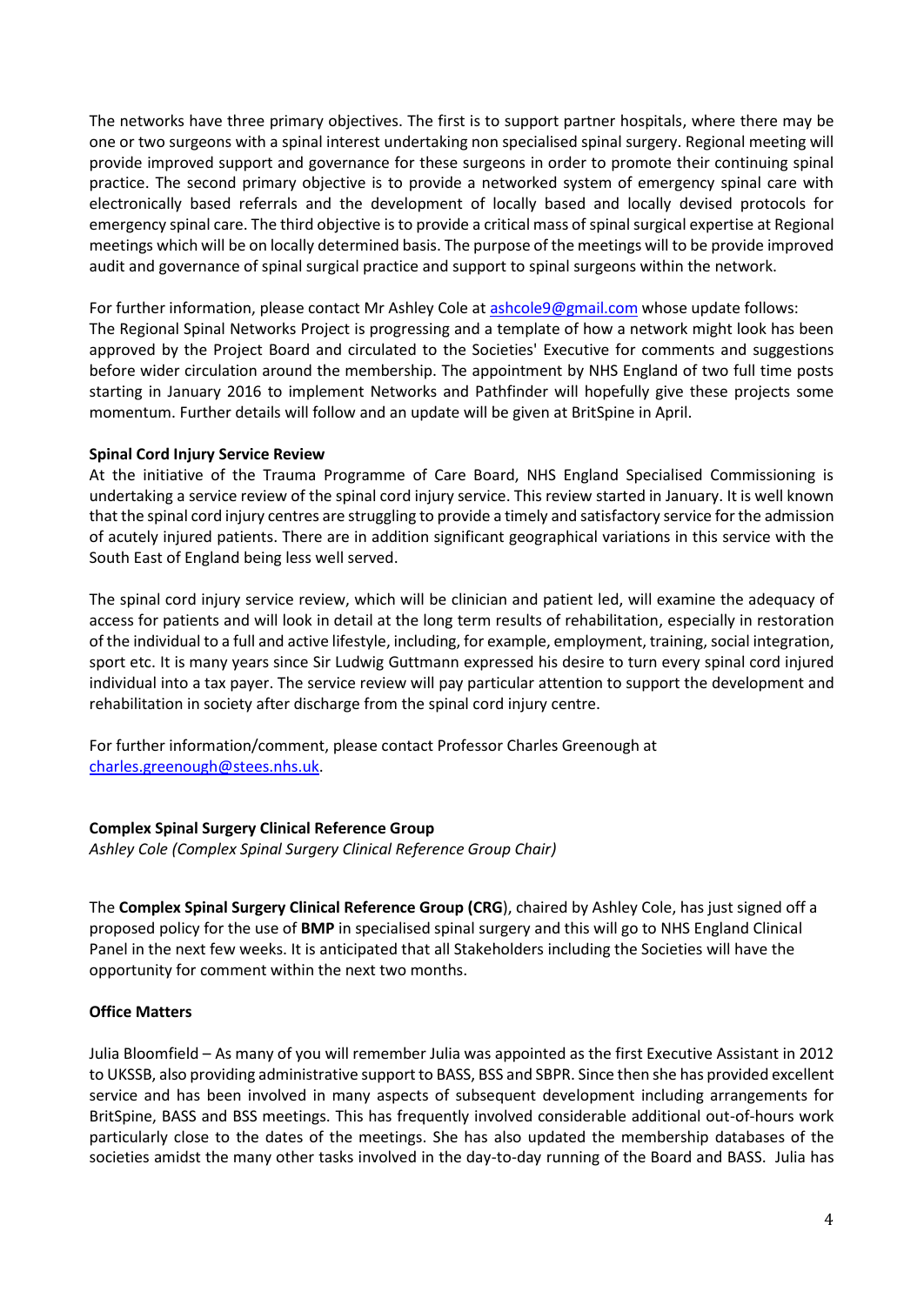The networks have three primary objectives. The first is to support partner hospitals, where there may be one or two surgeons with a spinal interest undertaking non specialised spinal surgery. Regional meeting will provide improved support and governance for these surgeons in order to promote their continuing spinal practice. The second primary objective is to provide a networked system of emergency spinal care with electronically based referrals and the development of locally based and locally devised protocols for emergency spinal care. The third objective is to provide a critical mass of spinal surgical expertise at Regional meetings which will be on locally determined basis. The purpose of the meetings will to be provide improved audit and governance of spinal surgical practice and support to spinal surgeons within the network.

For further information, please contact Mr Ashley Cole at ashcole9@gmail.com whose update follows:
The Regional Spinal Networks Project is progressing and a template of how a network might look has been approved by the Project Board and circulated to the Societies' Executive for comments and suggestions before wider circulation around the membership. The appointment by NHS England of two full time posts starting in January 2016 to implement Networks and Pathfinder will hopefully give these projects some momentum. Further details will follow and an update will be given at BritSpine in April.

**Spinal Cord Injury Service Review**

At the initiative of the Trauma Programme of Care Board, NHS England Specialised Commissioning is undertaking a service review of the spinal cord injury service. This review started in January. It is well known that the spinal cord injury centres are struggling to provide a timely and satisfactory service for the admission of acutely injured patients. There are in addition significant geographical variations in this service with the South East of England being less well served.

The spinal cord injury service review, which will be clinician and patient led, will examine the adequacy of access for patients and will look in detail at the long term results of rehabilitation, especially in restoration of the individual to a full and active lifestyle, including, for example, employment, training, social integration, sport etc. It is many years since Sir Ludwig Guttmann expressed his desire to turn every spinal cord injured individual into a tax payer. The service review will pay particular attention to support the development and rehabilitation in society after discharge from the spinal cord injury centre.

For further information/comment, please contact Professor Charles Greenough at charles.greenough@stees.nhs.uk.

**Complex Spinal Surgery Clinical Reference Group**

*Ashley Cole (Complex Spinal Surgery Clinical Reference Group Chair)*

The **Complex Spinal Surgery Clinical Reference Group (CRG**), chaired by Ashley Cole, has just signed off a proposed policy for the use of **BMP** in specialised spinal surgery and this will go to NHS England Clinical Panel in the next few weeks. It is anticipated that all Stakeholders including the Societies will have the opportunity for comment within the next two months.

**Office Matters**

Julia Bloomfield – As many of you will remember Julia was appointed as the first Executive Assistant in 2012 to UKSSB, also providing administrative support to BASS, BSS and SBPR. Since then she has provided excellent service and has been involved in many aspects of subsequent development including arrangements for BritSpine, BASS and BSS meetings. This has frequently involved considerable additional out-of-hours work particularly close to the dates of the meetings. She has also updated the membership databases of the societies amidst the many other tasks involved in the day-to-day running of the Board and BASS. Julia has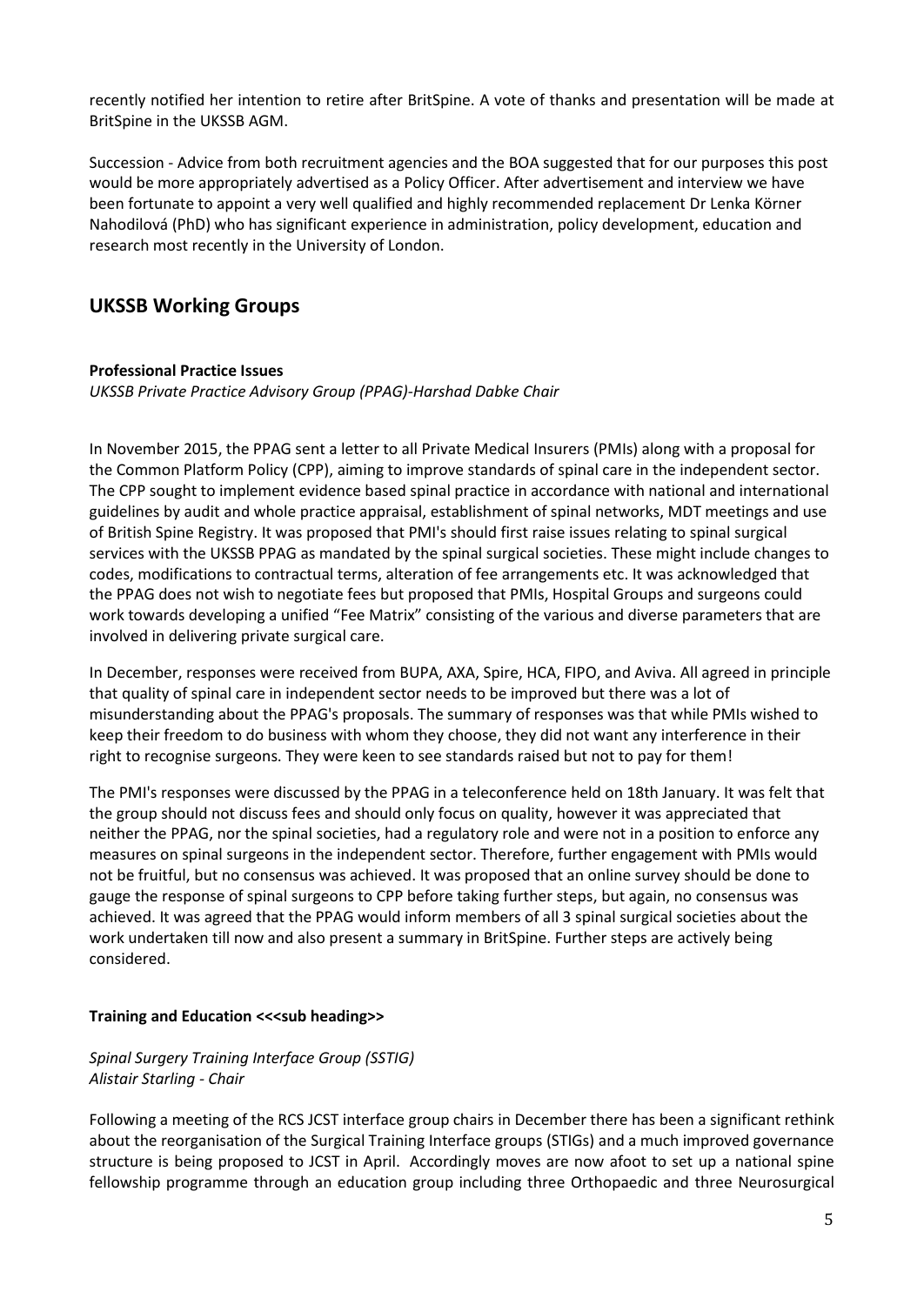recently notified her intention to retire after BritSpine. A vote of thanks and presentation will be made at BritSpine in the UKSSB AGM.

Succession - Advice from both recruitment agencies and the BOA suggested that for our purposes this post would be more appropriately advertised as a Policy Officer. After advertisement and interview we have been fortunate to appoint a very well qualified and highly recommended replacement Dr Lenka Körner Nahodilová (PhD) who has significant experience in administration, policy development, education and research most recently in the University of London.

## UKSSB Working Groups

**Professional Practice Issues**

*UKSSB Private Practice Advisory Group (PPAG)-Harshad Dabke Chair*

In November 2015, the PPAG sent a letter to all Private Medical Insurers (PMIs) along with a proposal for the Common Platform Policy (CPP), aiming to improve standards of spinal care in the independent sector. The CPP sought to implement evidence based spinal practice in accordance with national and international guidelines by audit and whole practice appraisal, establishment of spinal networks, MDT meetings and use of British Spine Registry. It was proposed that PMI's should first raise issues relating to spinal surgical services with the UKSSB PPAG as mandated by the spinal surgical societies. These might include changes to codes, modifications to contractual terms, alteration of fee arrangements etc. It was acknowledged that the PPAG does not wish to negotiate fees but proposed that PMIs, Hospital Groups and surgeons could work towards developing a unified "Fee Matrix" consisting of the various and diverse parameters that are involved in delivering private surgical care.

In December, responses were received from BUPA, AXA, Spire, HCA, FIPO, and Aviva. All agreed in principle that quality of spinal care in independent sector needs to be improved but there was a lot of misunderstanding about the PPAG's proposals. The summary of responses was that while PMIs wished to keep their freedom to do business with whom they choose, they did not want any interference in their right to recognise surgeons. They were keen to see standards raised but not to pay for them!

The PMI's responses were discussed by the PPAG in a teleconference held on 18th January. It was felt that the group should not discuss fees and should only focus on quality, however it was appreciated that neither the PPAG, nor the spinal societies, had a regulatory role and were not in a position to enforce any measures on spinal surgeons in the independent sector. Therefore, further engagement with PMIs would not be fruitful, but no consensus was achieved. It was proposed that an online survey should be done to gauge the response of spinal surgeons to CPP before taking further steps, but again, no consensus was achieved. It was agreed that the PPAG would inform members of all 3 spinal surgical societies about the work undertaken till now and also present a summary in BritSpine. Further steps are actively being considered.

**Training and Education <<<sub heading>>**

*Spinal Surgery Training Interface Group (SSTIG)*
*Alistair Starling - Chair*

Following a meeting of the RCS JCST interface group chairs in December there has been a significant rethink about the reorganisation of the Surgical Training Interface groups (STIGs) and a much improved governance structure is being proposed to JCST in April. Accordingly moves are now afoot to set up a national spine fellowship programme through an education group including three Orthopaedic and three Neurosurgical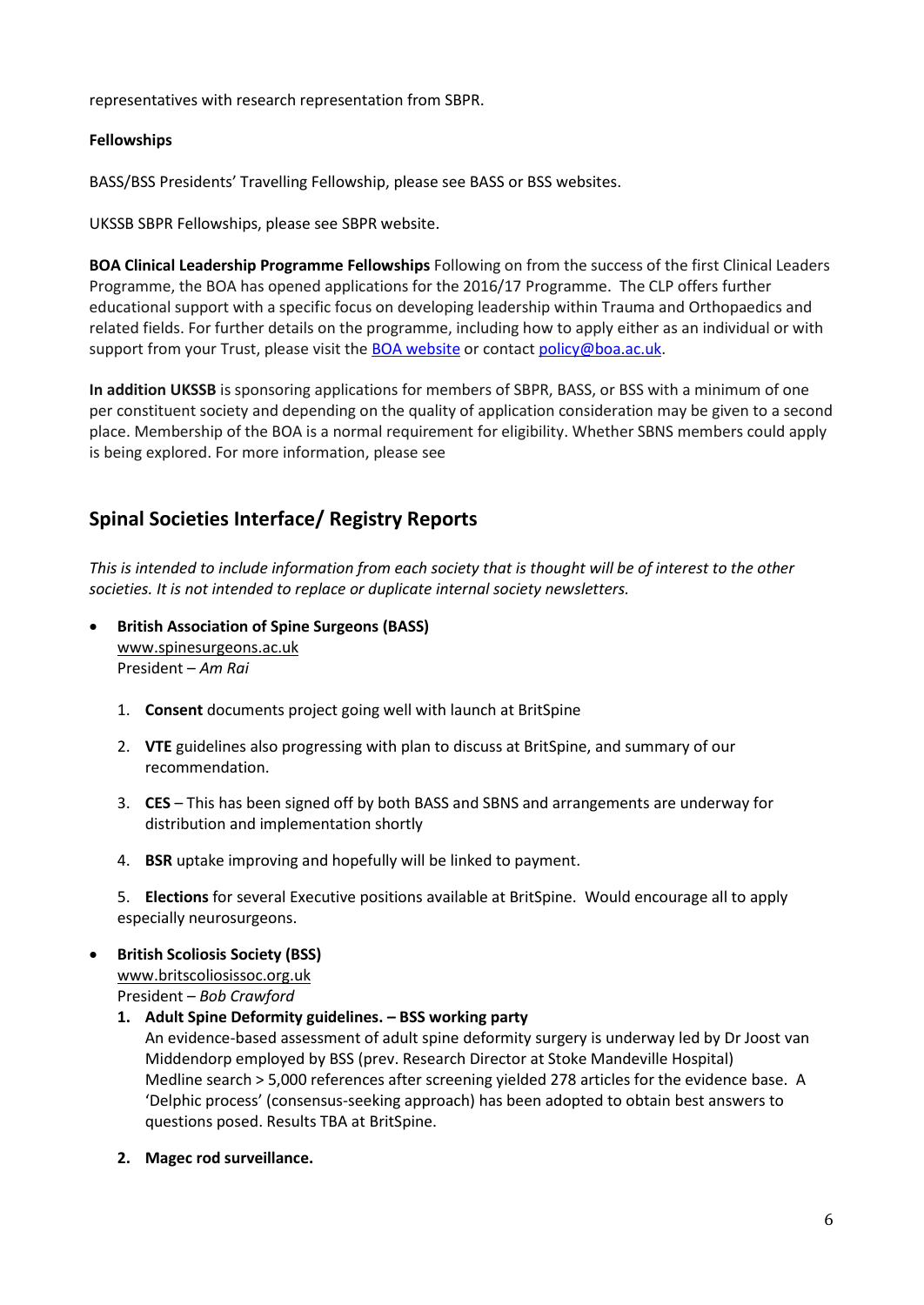representatives with research representation from SBPR.

**Fellowships**

BASS/BSS Presidents' Travelling Fellowship, please see BASS or BSS websites.

UKSSB SBPR Fellowships, please see SBPR website.

**BOA Clinical Leadership Programme Fellowships** Following on from the success of the first Clinical Leaders Programme, the BOA has opened applications for the 2016/17 Programme. The CLP offers further educational support with a specific focus on developing leadership within Trauma and Orthopaedics and related fields. For further details on the programme, including how to apply either as an individual or with support from your Trust, please visit the BOA website or contact policy@boa.ac.uk.

**In addition UKSSB** is sponsoring applications for members of SBPR, BASS, or BSS with a minimum of one per constituent society and depending on the quality of application consideration may be given to a second place. Membership of the BOA is a normal requirement for eligibility. Whether SBNS members could apply is being explored. For more information, please see

## Spinal Societies Interface/ Registry Reports

*This is intended to include information from each society that is thought will be of interest to the other societies. It is not intended to replace or duplicate internal society newsletters.*

- **British Association of Spine Surgeons (BASS)**
  www.spinesurgeons.ac.uk
  President – *Am Rai*

  1. **Consent** documents project going well with launch at BritSpine
  2. **VTE** guidelines also progressing with plan to discuss at BritSpine, and summary of our recommendation.
  3. **CES** – This has been signed off by both BASS and SBNS and arrangements are underway for distribution and implementation shortly
  4. **BSR** uptake improving and hopefully will be linked to payment.
  5. **Elections** for several Executive positions available at BritSpine. Would encourage all to apply especially neurosurgeons.

- **British Scoliosis Society (BSS)**
  www.britscoliosissoc.org.uk
  President – *Bob Crawford*

  1. **Adult Spine Deformity guidelines. – BSS working party**
     An evidence-based assessment of adult spine deformity surgery is underway led by Dr Joost van Middendorp employed by BSS (prev. Research Director at Stoke Mandeville Hospital)
     Medline search > 5,000 references after screening yielded 278 articles for the evidence base. A 'Delphic process' (consensus-seeking approach) has been adopted to obtain best answers to questions posed. Results TBA at BritSpine.
  2. **Magec rod surveillance.**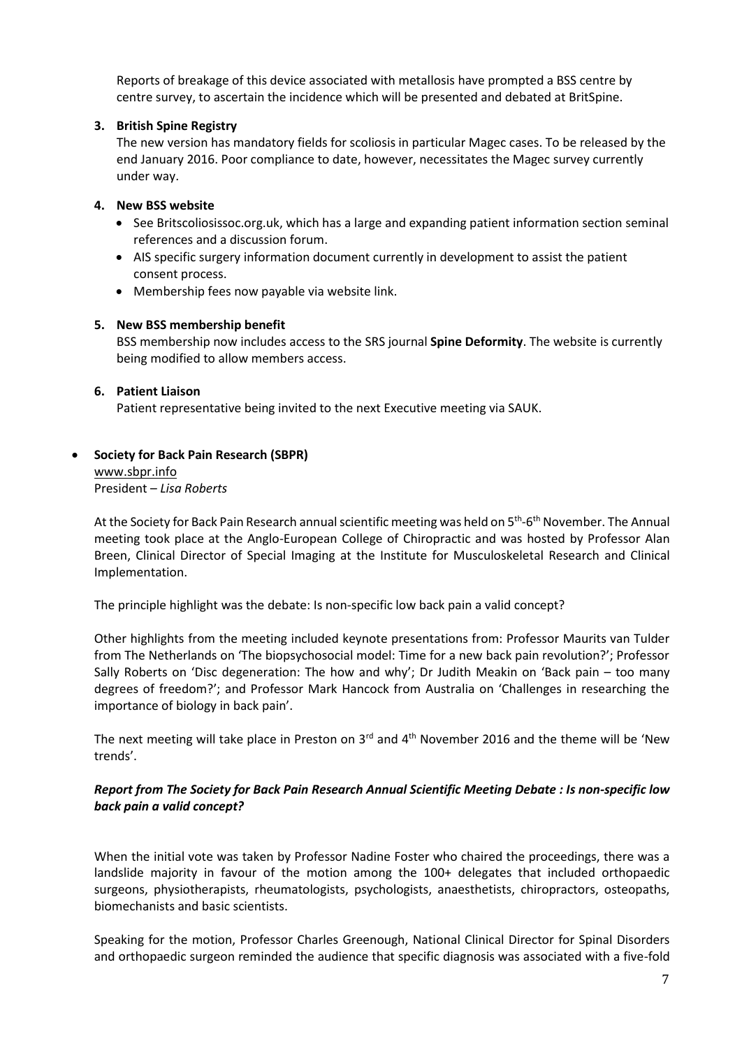Reports of breakage of this device associated with metallosis have prompted a BSS centre by centre survey, to ascertain the incidence which will be presented and debated at BritSpine.

**3. British Spine Registry**

The new version has mandatory fields for scoliosis in particular Magec cases. To be released by the end January 2016. Poor compliance to date, however, necessitates the Magec survey currently under way.

**4. New BSS website**

- See Britscoliosissoc.org.uk, which has a large and expanding patient information section seminal references and a discussion forum.
- AIS specific surgery information document currently in development to assist the patient consent process.
- Membership fees now payable via website link.

**5. New BSS membership benefit**

BSS membership now includes access to the SRS journal **Spine Deformity**. The website is currently being modified to allow members access.

**6. Patient Liaison**

Patient representative being invited to the next Executive meeting via SAUK.

- **Society for Back Pain Research (SBPR)**
  www.sbpr.info
  President – *Lisa Roberts*

At the Society for Back Pain Research annual scientific meeting was held on 5th-6th November. The Annual meeting took place at the Anglo-European College of Chiropractic and was hosted by Professor Alan Breen, Clinical Director of Special Imaging at the Institute for Musculoskeletal Research and Clinical Implementation.

The principle highlight was the debate: Is non-specific low back pain a valid concept?

Other highlights from the meeting included keynote presentations from: Professor Maurits van Tulder from The Netherlands on 'The biopsychosocial model: Time for a new back pain revolution?'; Professor Sally Roberts on 'Disc degeneration: The how and why'; Dr Judith Meakin on 'Back pain – too many degrees of freedom?'; and Professor Mark Hancock from Australia on 'Challenges in researching the importance of biology in back pain'.

The next meeting will take place in Preston on 3rd and 4th November 2016 and the theme will be 'New trends'.

***Report from The Society for Back Pain Research Annual Scientific Meeting Debate : Is non-specific low back pain a valid concept?***

When the initial vote was taken by Professor Nadine Foster who chaired the proceedings, there was a landslide majority in favour of the motion among the 100+ delegates that included orthopaedic surgeons, physiotherapists, rheumatologists, psychologists, anaesthetists, chiropractors, osteopaths, biomechanists and basic scientists.

Speaking for the motion, Professor Charles Greenough, National Clinical Director for Spinal Disorders and orthopaedic surgeon reminded the audience that specific diagnosis was associated with a five-fold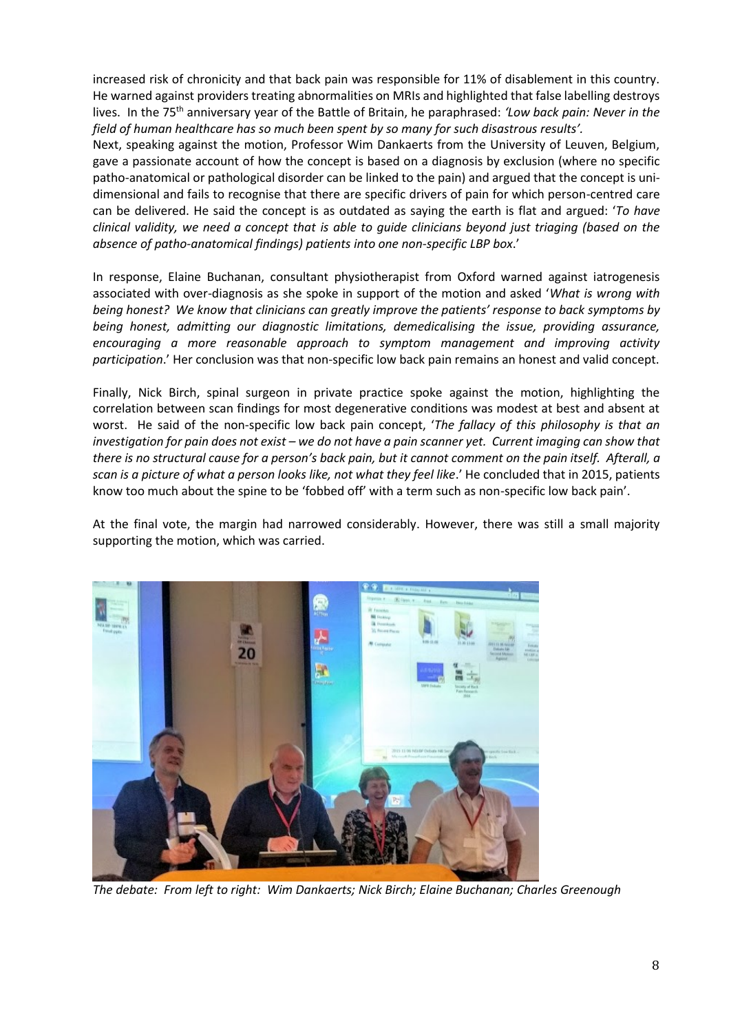increased risk of chronicity and that back pain was responsible for 11% of disablement in this country. He warned against providers treating abnormalities on MRIs and highlighted that false labelling destroys lives. In the 75th anniversary year of the Battle of Britain, he paraphrased: *'Low back pain: Never in the field of human healthcare has so much been spent by so many for such disastrous results'.*

Next, speaking against the motion, Professor Wim Dankaerts from the University of Leuven, Belgium, gave a passionate account of how the concept is based on a diagnosis by exclusion (where no specific patho-anatomical or pathological disorder can be linked to the pain) and argued that the concept is uni-dimensional and fails to recognise that there are specific drivers of pain for which person-centred care can be delivered. He said the concept is as outdated as saying the earth is flat and argued: '*To have clinical validity, we need a concept that is able to guide clinicians beyond just triaging (based on the absence of patho-anatomical findings) patients into one non-specific LBP box*.'

In response, Elaine Buchanan, consultant physiotherapist from Oxford warned against iatrogenesis associated with over-diagnosis as she spoke in support of the motion and asked '*What is wrong with being honest? We know that clinicians can greatly improve the patients' response to back symptoms by being honest, admitting our diagnostic limitations, demedicalising the issue, providing assurance, encouraging a more reasonable approach to symptom management and improving activity participation*.' Her conclusion was that non-specific low back pain remains an honest and valid concept.

Finally, Nick Birch, spinal surgeon in private practice spoke against the motion, highlighting the correlation between scan findings for most degenerative conditions was modest at best and absent at worst. He said of the non-specific low back pain concept, '*The fallacy of this philosophy is that an investigation for pain does not exist – we do not have a pain scanner yet. Current imaging can show that there is no structural cause for a person's back pain, but it cannot comment on the pain itself. Afterall, a scan is a picture of what a person looks like, not what they feel like*.' He concluded that in 2015, patients know too much about the spine to be 'fobbed off' with a term such as non-specific low back pain'.

At the final vote, the margin had narrowed considerably. However, there was still a small majority supporting the motion, which was carried.

*The debate: From left to right: Wim Dankaerts; Nick Birch; Elaine Buchanan; Charles Greenough*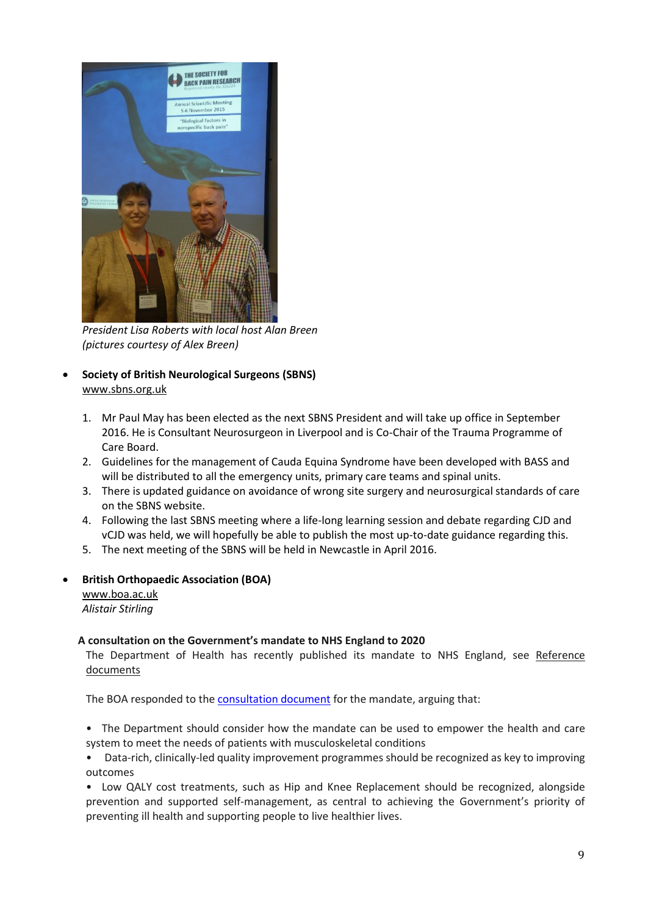*President Lisa Roberts with local host Alan Breen (pictures courtesy of Alex Breen)*

- **Society of British Neurological Surgeons (SBNS)**
  www.sbns.org.uk

1. Mr Paul May has been elected as the next SBNS President and will take up office in September 2016. He is Consultant Neurosurgeon in Liverpool and is Co-Chair of the Trauma Programme of Care Board.
2. Guidelines for the management of Cauda Equina Syndrome have been developed with BASS and will be distributed to all the emergency units, primary care teams and spinal units.
3. There is updated guidance on avoidance of wrong site surgery and neurosurgical standards of care on the SBNS website.
4. Following the last SBNS meeting where a life-long learning session and debate regarding CJD and vCJD was held, we will hopefully be able to publish the most up-to-date guidance regarding this.
5. The next meeting of the SBNS will be held in Newcastle in April 2016.

- **British Orthopaedic Association (BOA)**
  www.boa.ac.uk
  *Alistair Stirling*

**A consultation on the Government's mandate to NHS England to 2020**

The Department of Health has recently published its mandate to NHS England, see Reference documents

The BOA responded to the consultation document for the mandate, arguing that:

- The Department should consider how the mandate can be used to empower the health and care system to meet the needs of patients with musculoskeletal conditions
- Data-rich, clinically-led quality improvement programmes should be recognized as key to improving outcomes
- Low QALY cost treatments, such as Hip and Knee Replacement should be recognized, alongside prevention and supported self-management, as central to achieving the Government's priority of preventing ill health and supporting people to live healthier lives.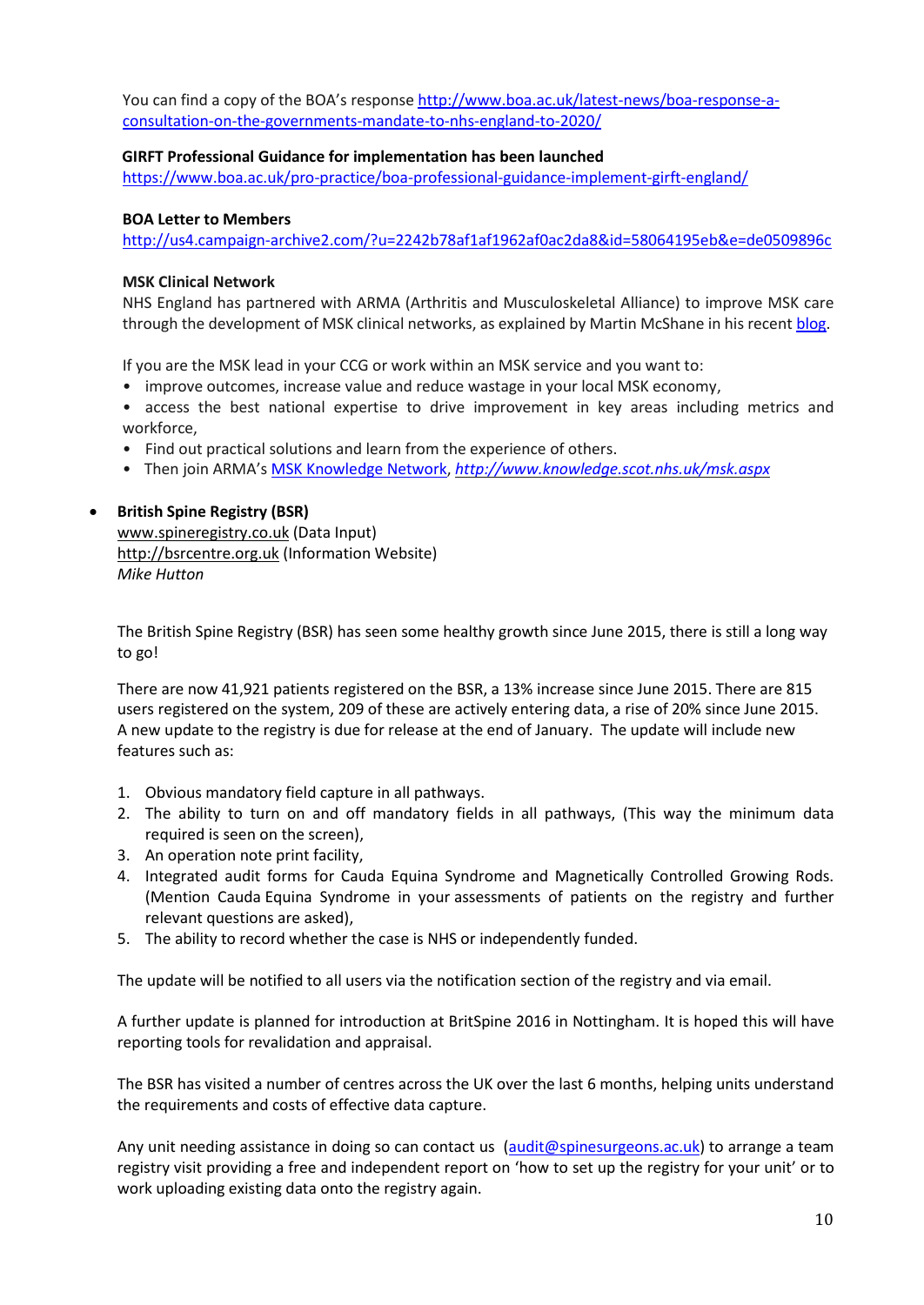You can find a copy of the BOA's response http://www.boa.ac.uk/latest-news/boa-response-a-consultation-on-the-governments-mandate-to-nhs-england-to-2020/

**GIRFT Professional Guidance for implementation has been launched**
https://www.boa.ac.uk/pro-practice/boa-professional-guidance-implement-girft-england/

**BOA Letter to Members**
http://us4.campaign-archive2.com/?u=2242b78af1af1962af0ac2da8&id=58064195eb&e=de0509896c

**MSK Clinical Network**
NHS England has partnered with ARMA (Arthritis and Musculoskeletal Alliance) to improve MSK care through the development of MSK clinical networks, as explained by Martin McShane in his recent blog.

If you are the MSK lead in your CCG or work within an MSK service and you want to:

- improve outcomes, increase value and reduce wastage in your local MSK economy,
- access the best national expertise to drive improvement in key areas including metrics and workforce,
- Find out practical solutions and learn from the experience of others.
- Then join ARMA's MSK Knowledge Network, *http://www.knowledge.scot.nhs.uk/msk.aspx*

- **British Spine Registry (BSR)**
  www.spineregistry.co.uk (Data Input)
  http://bsrcentre.org.uk (Information Website)
  *Mike Hutton*

The British Spine Registry (BSR) has seen some healthy growth since June 2015, there is still a long way to go!

There are now 41,921 patients registered on the BSR, a 13% increase since June 2015. There are 815 users registered on the system, 209 of these are actively entering data, a rise of 20% since June 2015. A new update to the registry is due for release at the end of January. The update will include new features such as:

1. Obvious mandatory field capture in all pathways.
2. The ability to turn on and off mandatory fields in all pathways, (This way the minimum data required is seen on the screen),
3. An operation note print facility,
4. Integrated audit forms for Cauda Equina Syndrome and Magnetically Controlled Growing Rods. (Mention Cauda Equina Syndrome in your assessments of patients on the registry and further relevant questions are asked),
5. The ability to record whether the case is NHS or independently funded.

The update will be notified to all users via the notification section of the registry and via email.

A further update is planned for introduction at BritSpine 2016 in Nottingham. It is hoped this will have reporting tools for revalidation and appraisal.

The BSR has visited a number of centres across the UK over the last 6 months, helping units understand the requirements and costs of effective data capture.

Any unit needing assistance in doing so can contact us (audit@spinesurgeons.ac.uk) to arrange a team registry visit providing a free and independent report on 'how to set up the registry for your unit' or to work uploading existing data onto the registry again.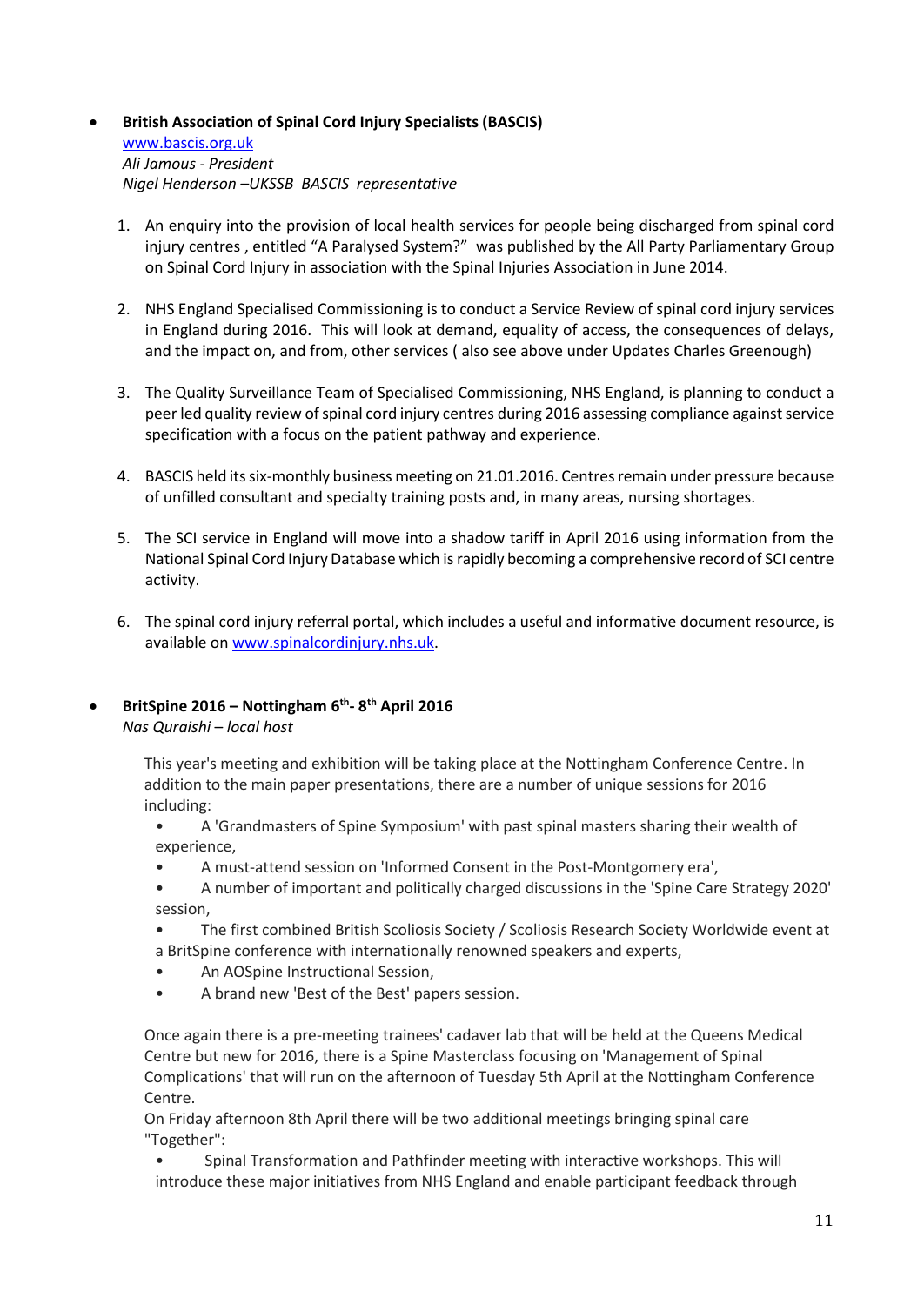- **British Association of Spinal Cord Injury Specialists (BASCIS)**
  www.bascis.org.uk
  *Ali Jamous - President*
  *Nigel Henderson –UKSSB BASCIS representative*

  1. An enquiry into the provision of local health services for people being discharged from spinal cord injury centres , entitled "A Paralysed System?" was published by the All Party Parliamentary Group on Spinal Cord Injury in association with the Spinal Injuries Association in June 2014.

  2. NHS England Specialised Commissioning is to conduct a Service Review of spinal cord injury services in England during 2016. This will look at demand, equality of access, the consequences of delays, and the impact on, and from, other services ( also see above under Updates Charles Greenough)

  3. The Quality Surveillance Team of Specialised Commissioning, NHS England, is planning to conduct a peer led quality review of spinal cord injury centres during 2016 assessing compliance against service specification with a focus on the patient pathway and experience.

  4. BASCIS held its six-monthly business meeting on 21.01.2016. Centres remain under pressure because of unfilled consultant and specialty training posts and, in many areas, nursing shortages.

  5. The SCI service in England will move into a shadow tariff in April 2016 using information from the National Spinal Cord Injury Database which is rapidly becoming a comprehensive record of SCI centre activity.

  6. The spinal cord injury referral portal, which includes a useful and informative document resource, is available on www.spinalcordinjury.nhs.uk.

- **BritSpine 2016 – Nottingham 6th- 8th April 2016**
  *Nas Quraishi – local host*

  This year's meeting and exhibition will be taking place at the Nottingham Conference Centre. In addition to the main paper presentations, there are a number of unique sessions for 2016 including:

  - A 'Grandmasters of Spine Symposium' with past spinal masters sharing their wealth of experience,
  - A must-attend session on 'Informed Consent in the Post-Montgomery era',
  - A number of important and politically charged discussions in the 'Spine Care Strategy 2020' session,
  - The first combined British Scoliosis Society / Scoliosis Research Society Worldwide event at a BritSpine conference with internationally renowned speakers and experts,
  - An AOSpine Instructional Session,
  - A brand new 'Best of the Best' papers session.

  Once again there is a pre-meeting trainees' cadaver lab that will be held at the Queens Medical Centre but new for 2016, there is a Spine Masterclass focusing on 'Management of Spinal Complications' that will run on the afternoon of Tuesday 5th April at the Nottingham Conference Centre.
  On Friday afternoon 8th April there will be two additional meetings bringing spinal care "Together":

  - Spinal Transformation and Pathfinder meeting with interactive workshops. This will introduce these major initiatives from NHS England and enable participant feedback through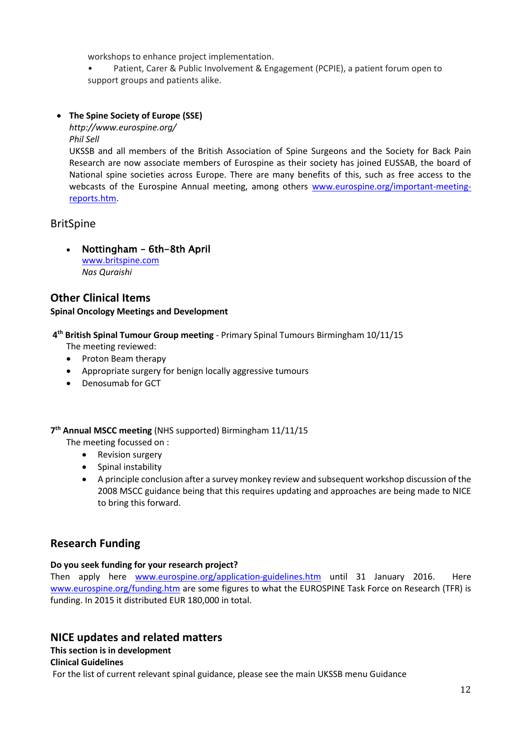workshops to enhance project implementation.

- Patient, Carer & Public Involvement & Engagement (PCPIE), a patient forum open to support groups and patients alike.

- **The Spine Society of Europe (SSE)**
  *http://www.eurospine.org/*
  *Phil Sell*
  UKSSB and all members of the British Association of Spine Surgeons and the Society for Back Pain Research are now associate members of Eurospine as their society has joined EUSSAB, the board of National spine societies across Europe. There are many benefits of this, such as free access to the webcasts of the Eurospine Annual meeting, among others www.eurospine.org/important-meeting-reports.htm.

## BritSpine

- **Nottingham – 6th-8th April**
  www.britspine.com
  *Nas Quraishi*

## Other Clinical Items

**Spinal Oncology Meetings and Development**

4th **British Spinal Tumour Group meeting** - Primary Spinal Tumours Birmingham 10/11/15

The meeting reviewed:

- Proton Beam therapy
- Appropriate surgery for benign locally aggressive tumours
- Denosumab for GCT

7th **Annual MSCC meeting** (NHS supported) Birmingham 11/11/15

The meeting focussed on :

- Revision surgery
- Spinal instability
- A principle conclusion after a survey monkey review and subsequent workshop discussion of the 2008 MSCC guidance being that this requires updating and approaches are being made to NICE to bring this forward.

## Research Funding

**Do you seek funding for your research project?**

Then apply here www.eurospine.org/application-guidelines.htm until 31 January 2016. Here www.eurospine.org/funding.htm are some figures to what the EUROSPINE Task Force on Research (TFR) is funding. In 2015 it distributed EUR 180,000 in total.

## NICE updates and related matters

**This section is in development**

**Clinical Guidelines**

For the list of current relevant spinal guidance, please see the main UKSSB menu Guidance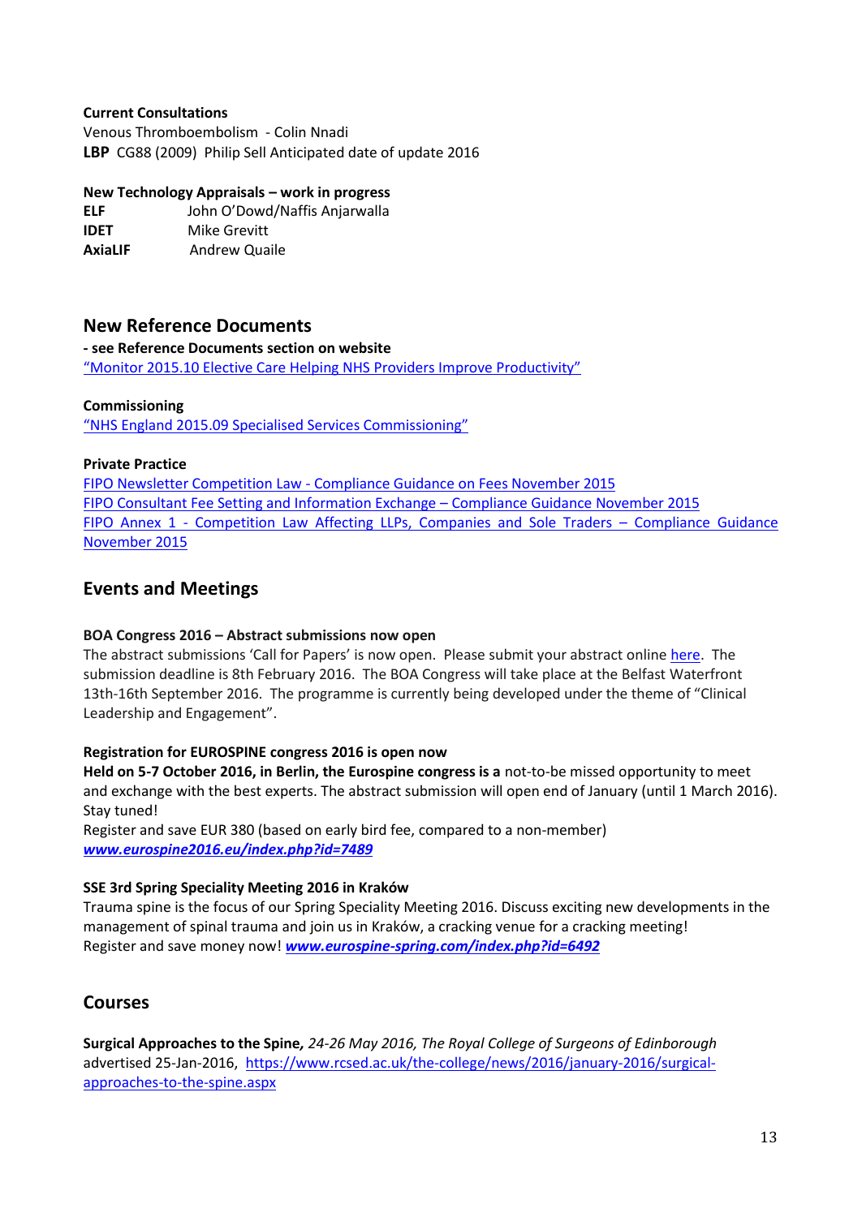**Current Consultations**
Venous Thromboembolism - Colin Nnadi
**LBP** CG88 (2009) Philip Sell Anticipated date of update 2016

**New Technology Appraisals – work in progress**

| | |
|---|---|
| **ELF** | John O'Dowd/Naffis Anjarwalla |
| **IDET** | Mike Grevitt |
| **AxiaLIF** | Andrew Quaile |

## New Reference Documents

**- see Reference Documents section on website**
"Monitor 2015.10 Elective Care Helping NHS Providers Improve Productivity"

**Commissioning**
"NHS England 2015.09 Specialised Services Commissioning"

**Private Practice**
FIPO Newsletter Competition Law - Compliance Guidance on Fees November 2015
FIPO Consultant Fee Setting and Information Exchange – Compliance Guidance November 2015
FIPO Annex 1 - Competition Law Affecting LLPs, Companies and Sole Traders – Compliance Guidance November 2015

## Events and Meetings

**BOA Congress 2016 – Abstract submissions now open**
The abstract submissions 'Call for Papers' is now open. Please submit your abstract online here. The submission deadline is 8th February 2016. The BOA Congress will take place at the Belfast Waterfront 13th-16th September 2016. The programme is currently being developed under the theme of "Clinical Leadership and Engagement".

**Registration for EUROSPINE congress 2016 is open now**
**Held on 5-7 October 2016, in Berlin, the Eurospine congress is a** not-to-be missed opportunity to meet and exchange with the best experts. The abstract submission will open end of January (until 1 March 2016). Stay tuned!
Register and save EUR 380 (based on early bird fee, compared to a non-member)
***www.eurospine2016.eu/index.php?id=7489***

**SSE 3rd Spring Speciality Meeting 2016 in Kraków**
Trauma spine is the focus of our Spring Speciality Meeting 2016. Discuss exciting new developments in the management of spinal trauma and join us in Kraków, a cracking venue for a cracking meeting!
Register and save money now! ***www.eurospine-spring.com/index.php?id=6492***

## Courses

**Surgical Approaches to the Spine,** *24-26 May 2016, The Royal College of Surgeons of Edinborough*
advertised 25-Jan-2016, https://www.rcsed.ac.uk/the-college/news/2016/january-2016/surgical-approaches-to-the-spine.aspx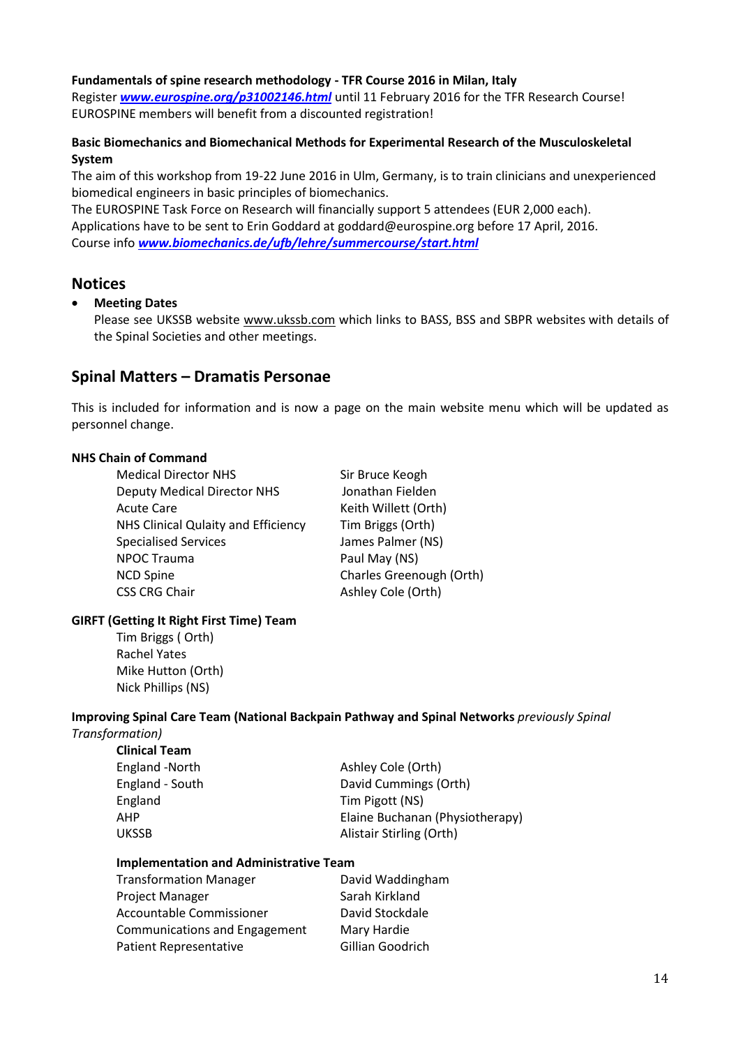**Fundamentals of spine research methodology - TFR Course 2016 in Milan, Italy**
Register ***www.eurospine.org/p31002146.html*** until 11 February 2016 for the TFR Research Course! EUROSPINE members will benefit from a discounted registration!

**Basic Biomechanics and Biomechanical Methods for Experimental Research of the Musculoskeletal System**
The aim of this workshop from 19-22 June 2016 in Ulm, Germany, is to train clinicians and unexperienced biomedical engineers in basic principles of biomechanics.
The EUROSPINE Task Force on Research will financially support 5 attendees (EUR 2,000 each).
Applications have to be sent to Erin Goddard at goddard@eurospine.org before 17 April, 2016.
Course info ***www.biomechanics.de/ufb/lehre/summercourse/start.html***

## Notices

- **Meeting Dates**
  Please see UKSSB website www.ukssb.com which links to BASS, BSS and SBPR websites with details of the Spinal Societies and other meetings.

## Spinal Matters – Dramatis Personae

This is included for information and is now a page on the main website menu which will be updated as personnel change.

**NHS Chain of Command**

| | |
|---|---|
| Medical Director NHS | Sir Bruce Keogh |
| Deputy Medical Director NHS | Jonathan Fielden |
| Acute Care | Keith Willett (Orth) |
| NHS Clinical Qulaity and Efficiency | Tim Briggs (Orth) |
| Specialised Services | James Palmer (NS) |
| NPOC Trauma | Paul May (NS) |
| NCD Spine | Charles Greenough (Orth) |
| CSS CRG Chair | Ashley Cole (Orth) |

**GIRFT (Getting It Right First Time) Team**

Tim Briggs ( Orth)
Rachel Yates
Mike Hutton (Orth)
Nick Phillips (NS)

**Improving Spinal Care Team (National Backpain Pathway and Spinal Networks** *previously Spinal Transformation)*

**Clinical Team**

| | |
|---|---|
| England -North | Ashley Cole (Orth) |
| England - South | David Cummings (Orth) |
| England | Tim Pigott (NS) |
| AHP | Elaine Buchanan (Physiotherapy) |
| UKSSB | Alistair Stirling (Orth) |

**Implementation and Administrative Team**

| | |
|---|---|
| Transformation Manager | David Waddingham |
| Project Manager | Sarah Kirkland |
| Accountable Commissioner | David Stockdale |
| Communications and Engagement | Mary Hardie |
| Patient Representative | Gillian Goodrich |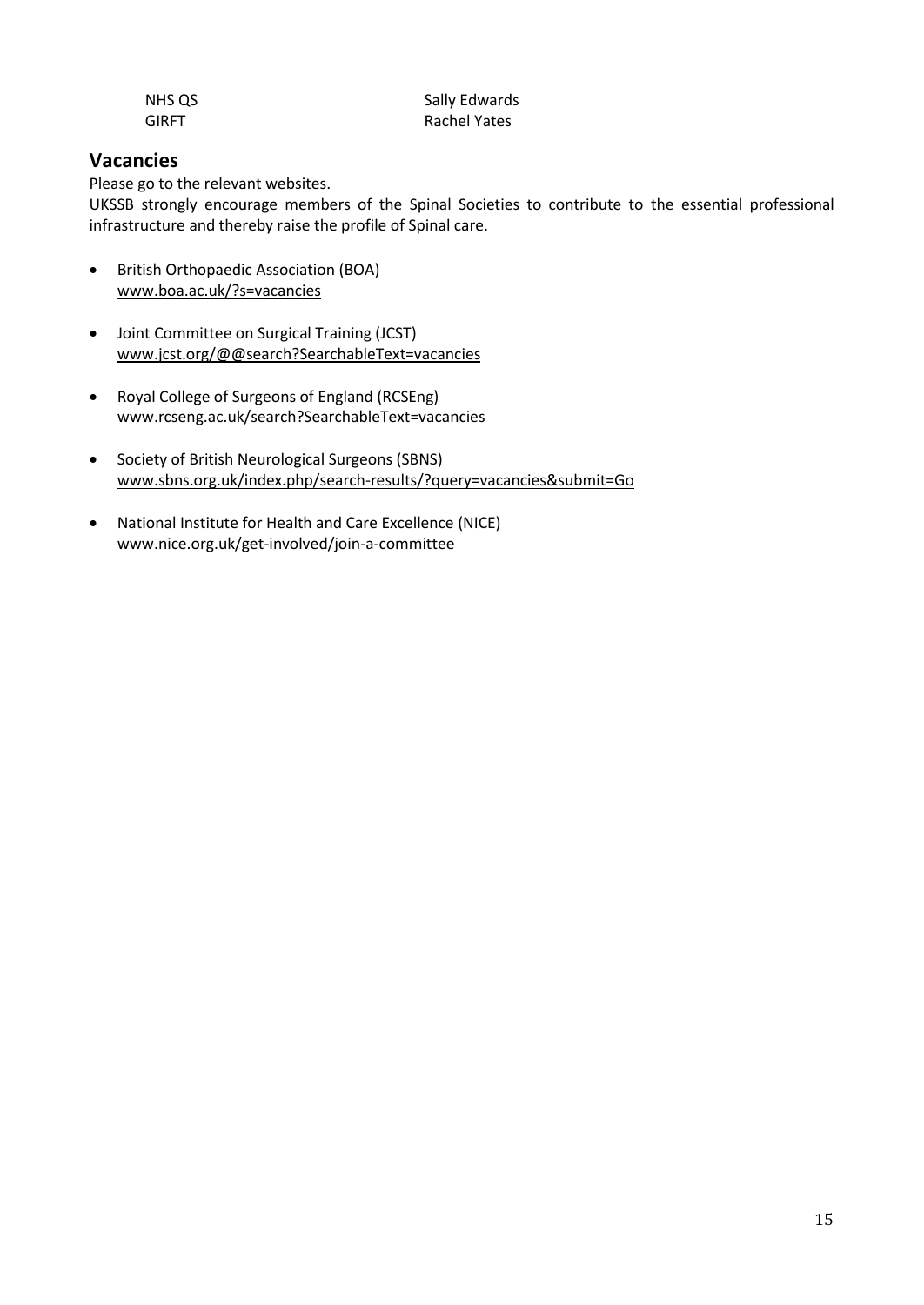| | |
|---|---|
| NHS QS | Sally Edwards |
| GIRFT | Rachel Yates |

## Vacancies

Please go to the relevant websites.

UKSSB strongly encourage members of the Spinal Societies to contribute to the essential professional infrastructure and thereby raise the profile of Spinal care.

- British Orthopaedic Association (BOA)
  www.boa.ac.uk/?s=vacancies
- Joint Committee on Surgical Training (JCST)
  www.jcst.org/@@search?SearchableText=vacancies
- Royal College of Surgeons of England (RCSEng)
  www.rcseng.ac.uk/search?SearchableText=vacancies
- Society of British Neurological Surgeons (SBNS)
  www.sbns.org.uk/index.php/search-results/?query=vacancies&submit=Go
- National Institute for Health and Care Excellence (NICE)
  www.nice.org.uk/get-involved/join-a-committee